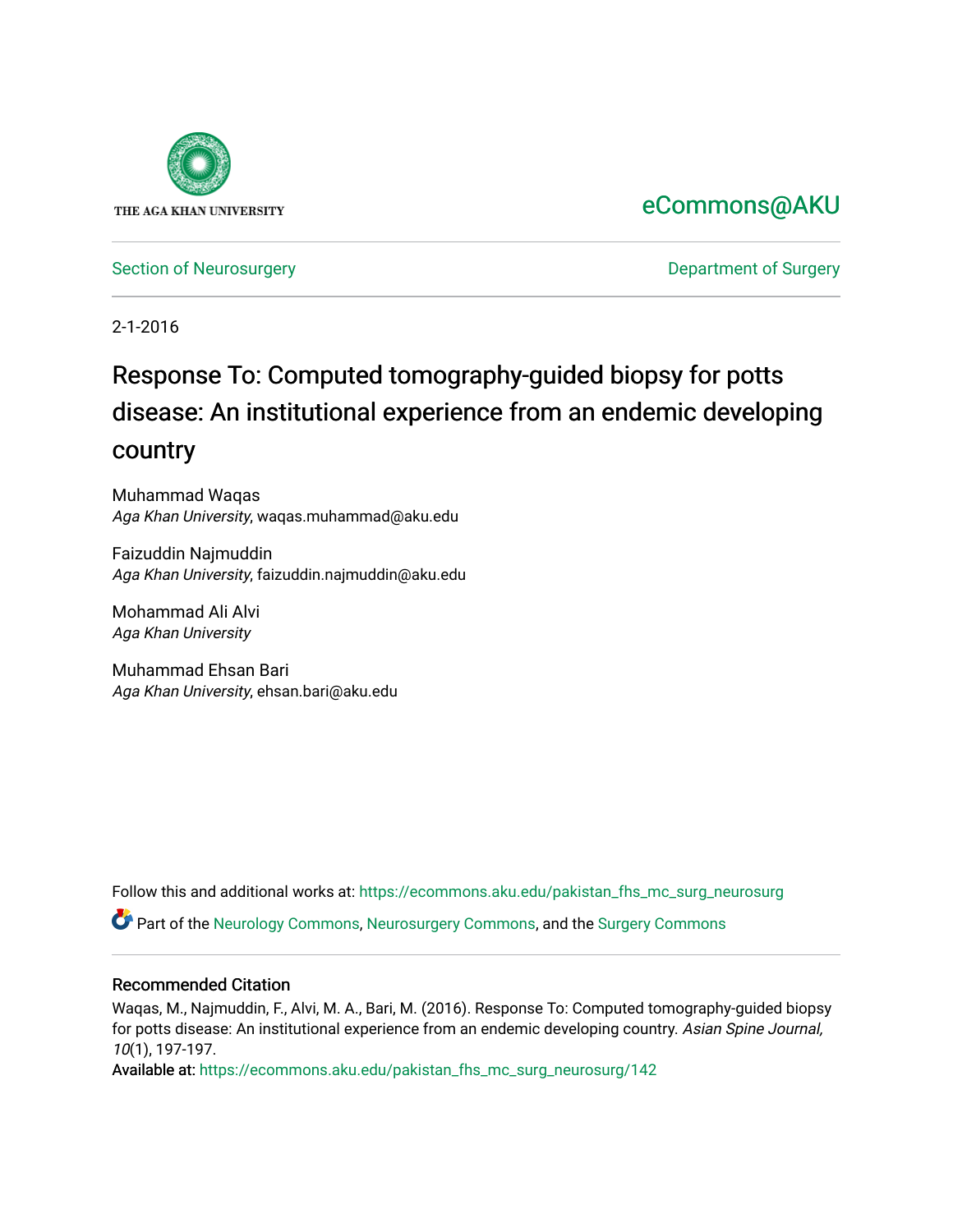THE AGA KHAN UNIVERSITY

eCommons@AKU

Section of Neurosurgery | Department of Surgery

2-1-2016

# Response To: Computed tomography-guided biopsy for potts disease: An institutional experience from an endemic developing country

Muhammad Waqas
*Aga Khan University*, waqas.muhammad@aku.edu

Faizuddin Najmuddin
*Aga Khan University*, faizuddin.najmuddin@aku.edu

Mohammad Ali Alvi
*Aga Khan University*

Muhammad Ehsan Bari
*Aga Khan University*, ehsan.bari@aku.edu

Follow this and additional works at: https://ecommons.aku.edu/pakistan_fhs_mc_surg_neurosurg

Part of the Neurology Commons, Neurosurgery Commons, and the Surgery Commons

## Recommended Citation

Waqas, M., Najmuddin, F., Alvi, M. A., Bari, M. (2016). Response To: Computed tomography-guided biopsy for potts disease: An institutional experience from an endemic developing country. *Asian Spine Journal, 10*(1), 197-197.

**Available at:** https://ecommons.aku.edu/pakistan_fhs_mc_surg_neurosurg/142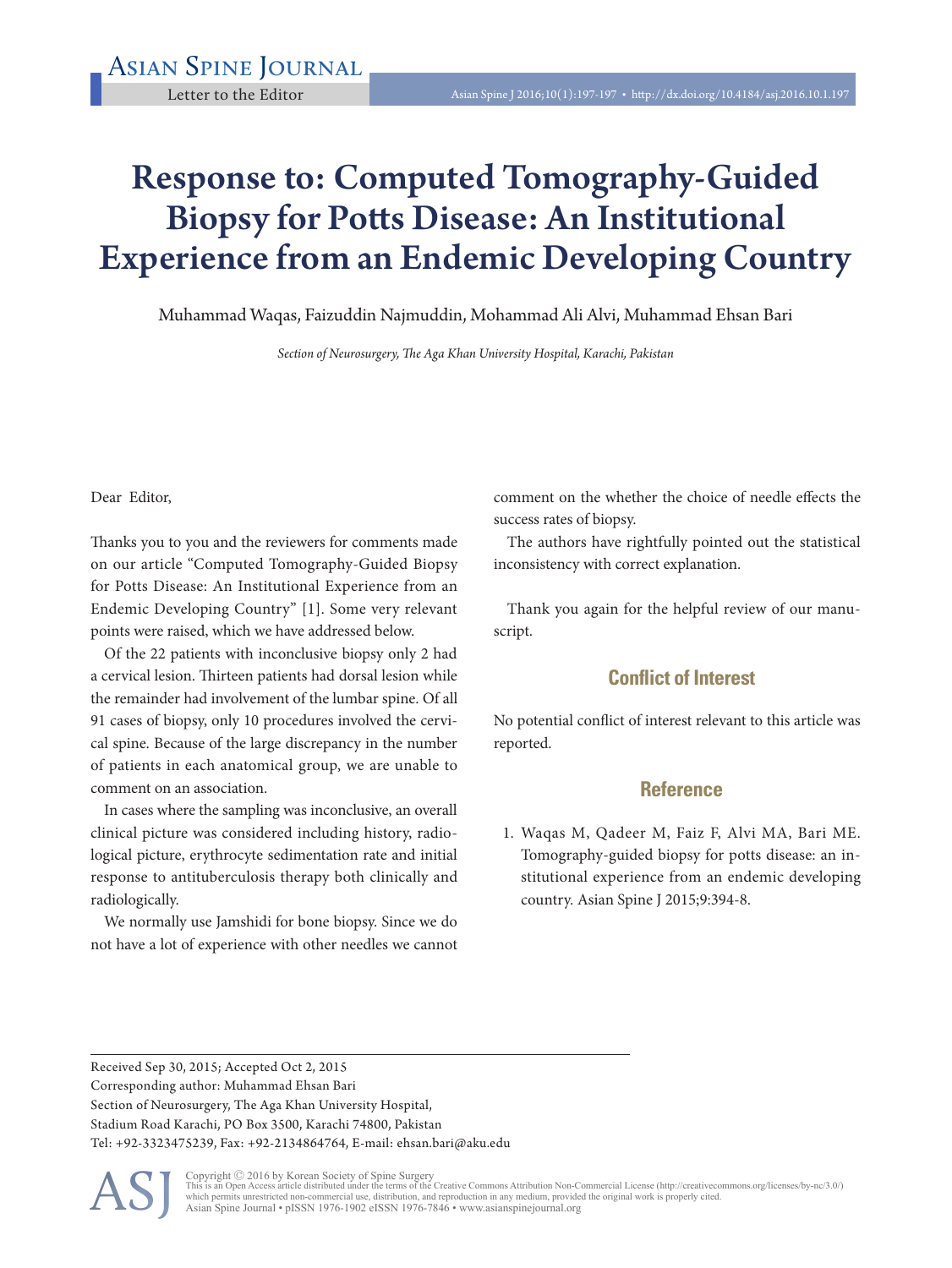Letter to the Editor

# Response to: Computed Tomography-Guided Biopsy for Potts Disease: An Institutional Experience from an Endemic Developing Country

Muhammad Waqas, Faizuddin Najmuddin, Mohammad Ali Alvi, Muhammad Ehsan Bari

*Section of Neurosurgery, The Aga Khan University Hospital, Karachi, Pakistan*

Dear Editor,

Thanks you to you and the reviewers for comments made on our article "Computed Tomography-Guided Biopsy for Potts Disease: An Institutional Experience from an Endemic Developing Country" [1]. Some very relevant points were raised, which we have addressed below.

Of the 22 patients with inconclusive biopsy only 2 had a cervical lesion. Thirteen patients had dorsal lesion while the remainder had involvement of the lumbar spine. Of all 91 cases of biopsy, only 10 procedures involved the cervical spine. Because of the large discrepancy in the number of patients in each anatomical group, we are unable to comment on an association.

In cases where the sampling was inconclusive, an overall clinical picture was considered including history, radiological picture, erythrocyte sedimentation rate and initial response to antituberculosis therapy both clinically and radiologically.

We normally use Jamshidi for bone biopsy. Since we do not have a lot of experience with other needles we cannot comment on the whether the choice of needle effects the success rates of biopsy.

The authors have rightfully pointed out the statistical inconsistency with correct explanation.

Thank you again for the helpful review of our manuscript.

## Conflict of Interest

No potential conflict of interest relevant to this article was reported.

## Reference

1. Waqas M, Qadeer M, Faiz F, Alvi MA, Bari ME. Tomography-guided biopsy for potts disease: an institutional experience from an endemic developing country. Asian Spine J 2015;9:394-8.

Received Sep 30, 2015; Accepted Oct 2, 2015
Corresponding author: Muhammad Ehsan Bari
Section of Neurosurgery, The Aga Khan University Hospital,
Stadium Road Karachi, PO Box 3500, Karachi 74800, Pakistan
Tel: +92-3323475239, Fax: +92-2134864764, E-mail: ehsan.bari@aku.edu

Copyright © 2016 by Korean Society of Spine Surgery
This is an Open Access article distributed under the terms of the Creative Commons Attribution Non-Commercial License (http://creativecommons.org/licenses/by-nc/3.0/) which permits unrestricted non-commercial use, distribution, and reproduction in any medium, provided the original work is properly cited.
Asian Spine Journal • pISSN 1976-1902 eISSN 1976-7846 • www.asianspinejournal.org